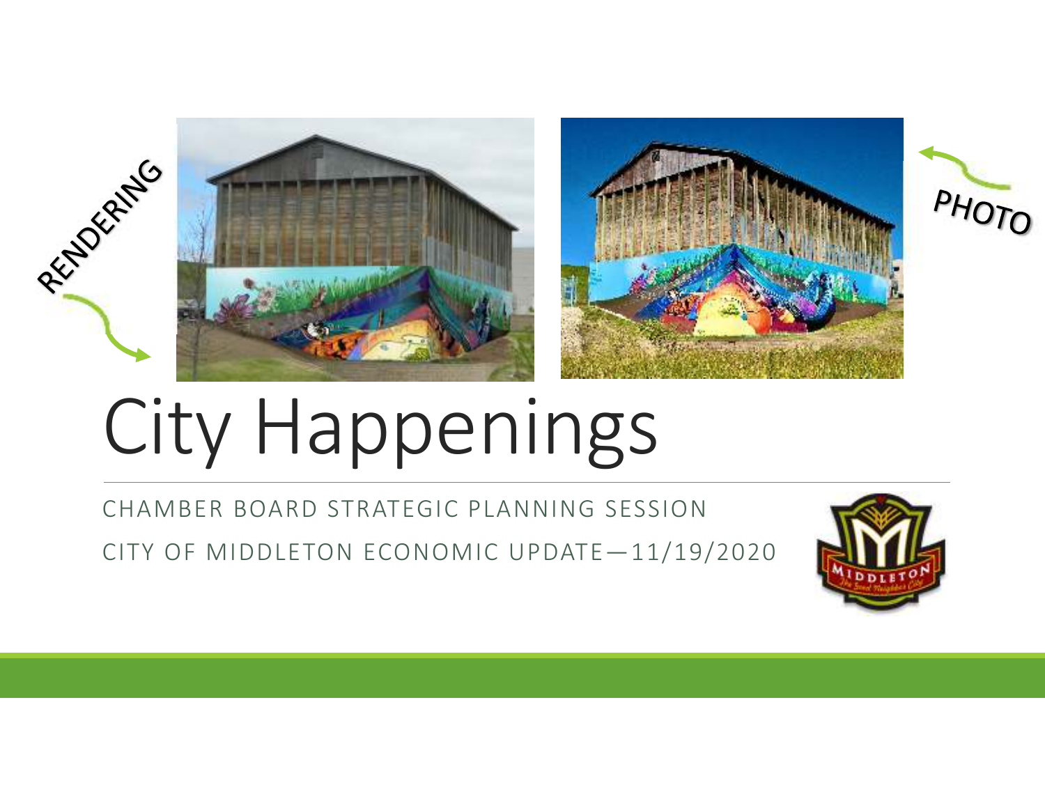RENDERING

PHOTO

# City Happenings

CHAMBER BOARD STRATEGIC PLANNING SESSION

CITY OF MIDDLETON ECONOMIC UPDATE—11/19/2020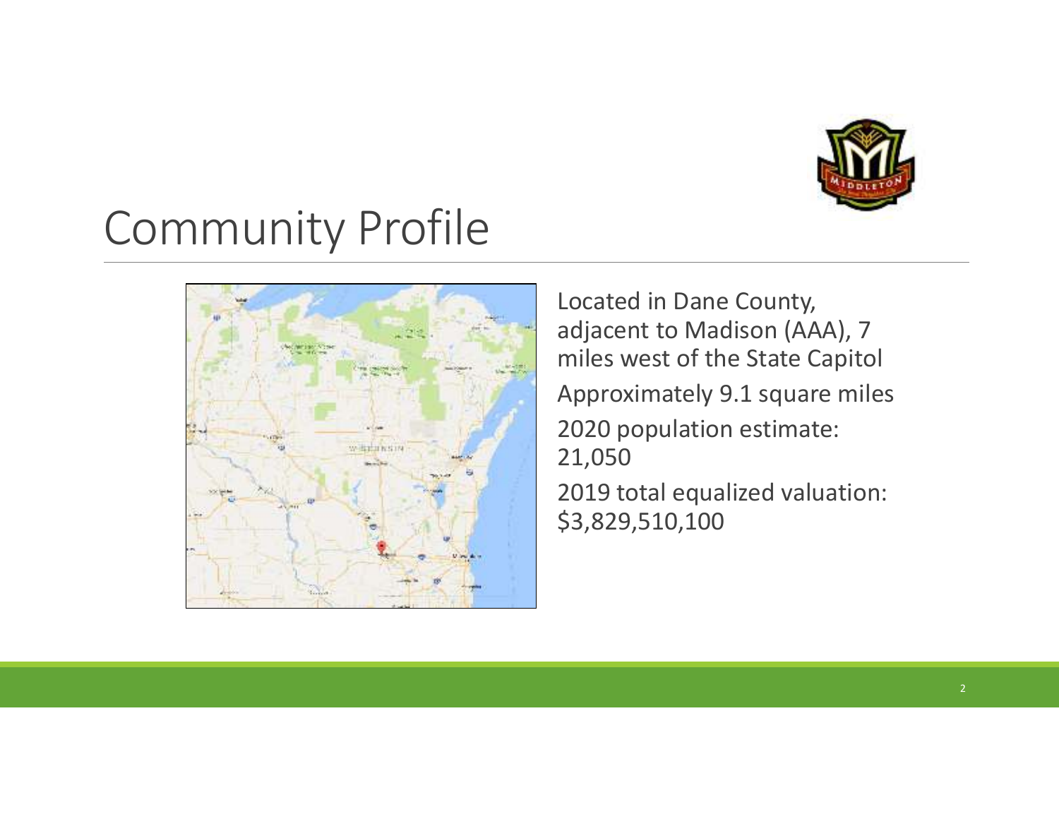# Community Profile

- Located in Dane County, adjacent to Madison (AAA), 7 miles west of the State Capitol
- Approximately 9.1 square miles
- 2020 population estimate: 21,050
- 2019 total equalized valuation: $3,829,510,100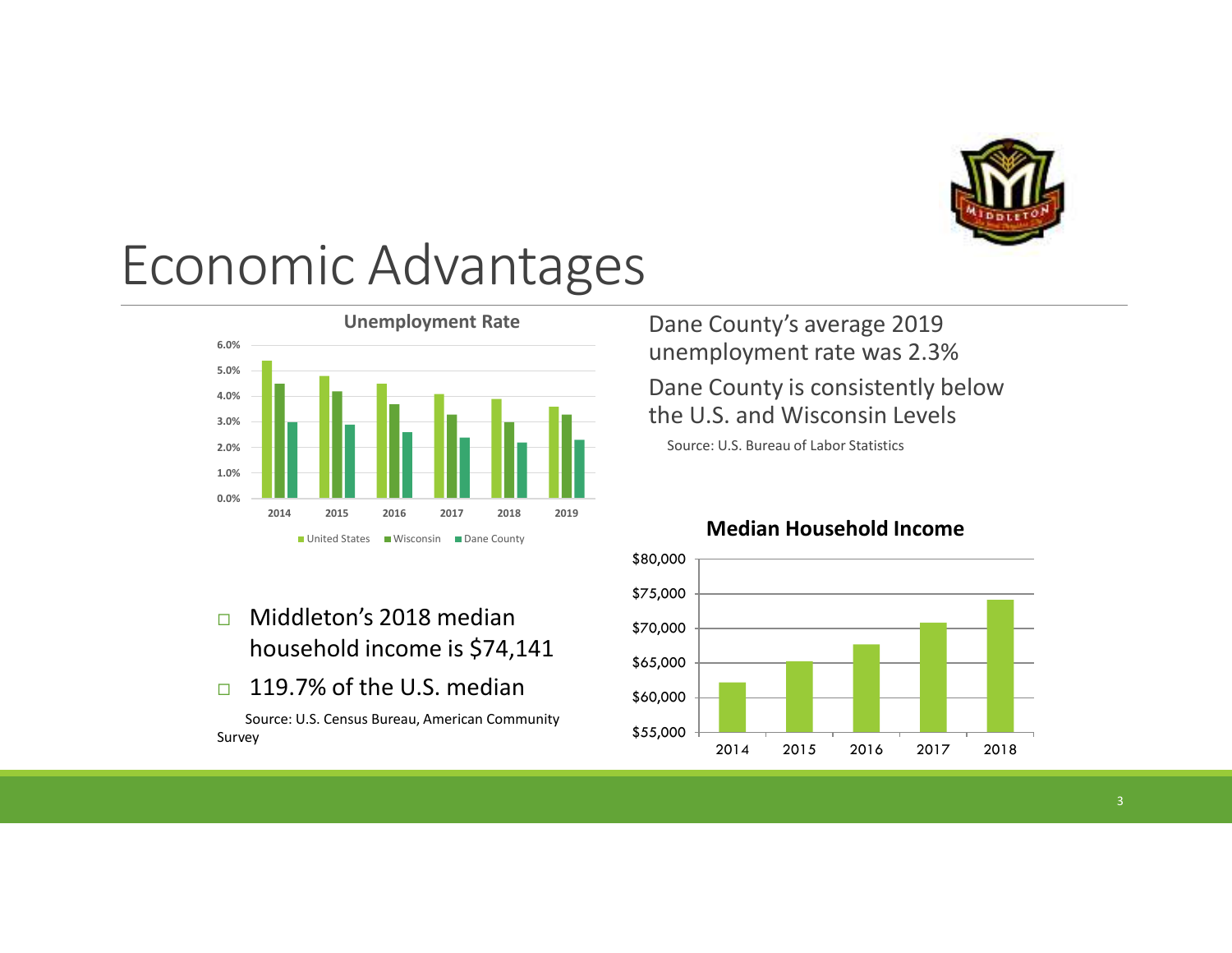# Economic Advantages

**Unemployment Rate**

| Year | United States | Wisconsin | Dane County |
|---|---|---|---|
| 2014 | 5.4% | 4.5% | 3.0% |
| 2015 | 4.8% | 4.2% | 2.9% |
| 2016 | 4.5% | 3.7% | 2.6% |
| 2017 | 4.1% | 3.3% | 2.4% |
| 2018 | 3.9% | 3.0% | 2.2% |
| 2019 | 3.6% | 3.3% | 2.3% |

Dane County's average 2019 unemployment rate was 2.3%

Dane County is consistently below the U.S. and Wisconsin Levels

Source: U.S. Bureau of Labor Statistics

- Middleton's 2018 median household income is $74,141
- 119.7% of the U.S. median

Source: U.S. Census Bureau, American Community Survey

**Median Household Income**

| Year | Median Household Income |
|---|---|
| 2014 | ~$62,200 |
| 2015 | ~$65,200 |
| 2016 | ~$67,700 |
| 2017 | ~$70,800 |
| 2018 | ~$74,100 |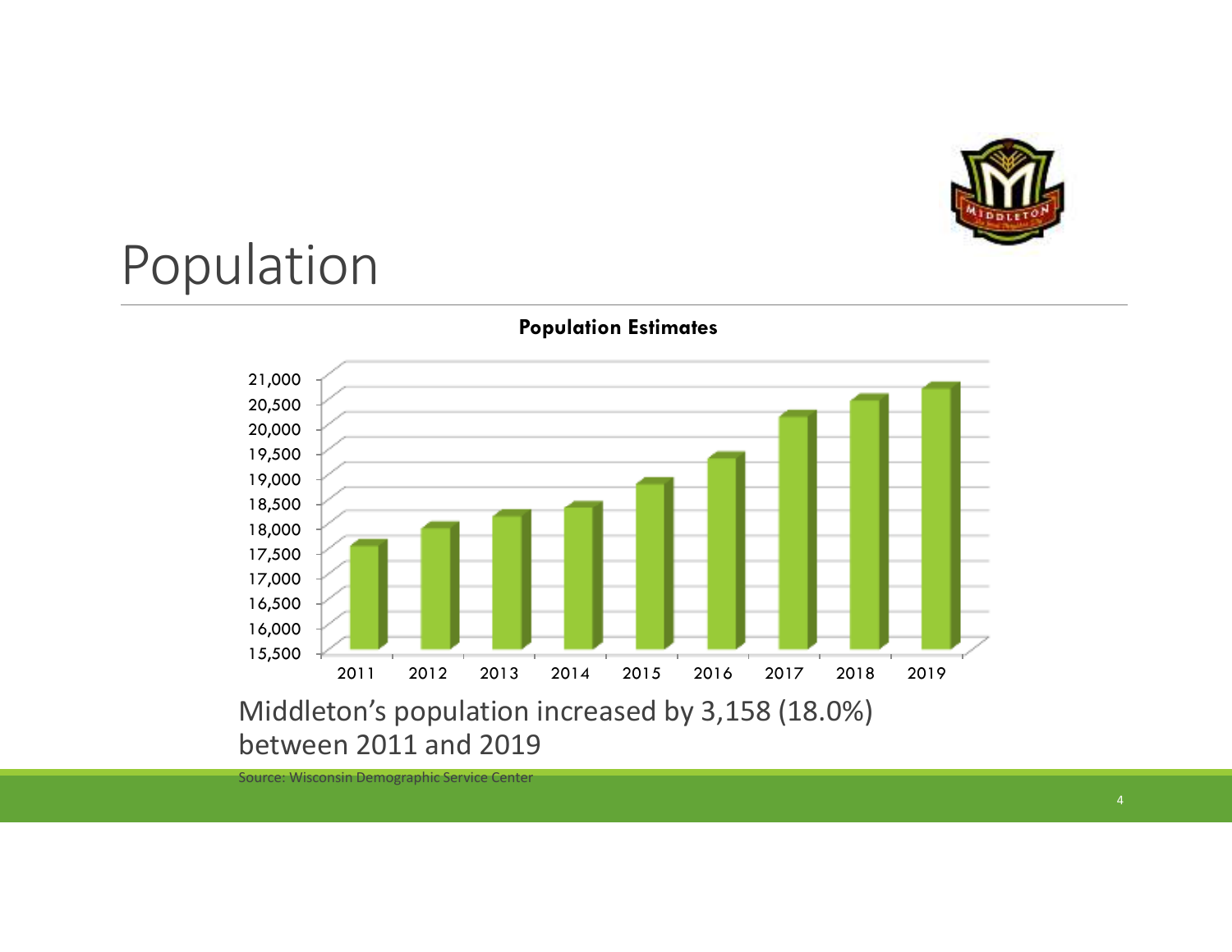# Population

**Population Estimates**

Middleton's population increased by 3,158 (18.0%) between 2011 and 2019

Source: Wisconsin Demographic Service Center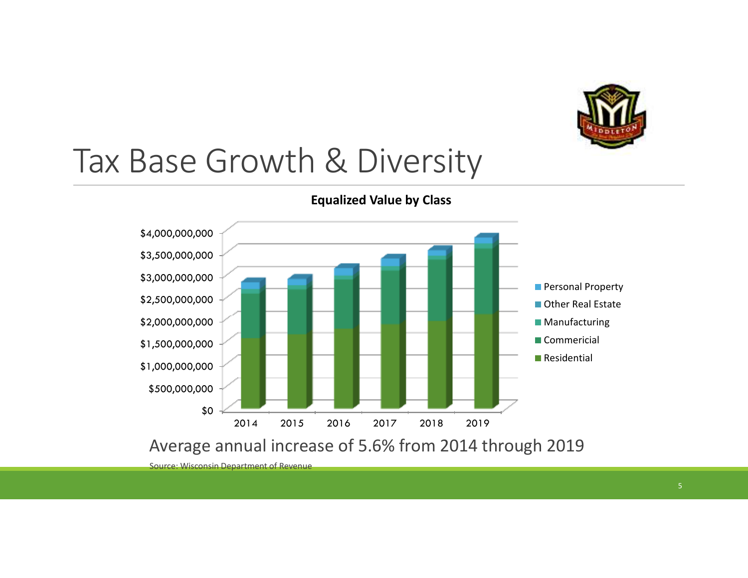# Tax Base Growth & Diversity

**Equalized Value by Class**

Average annual increase of 5.6% from 2014 through 2019

Source: Wisconsin Department of Revenue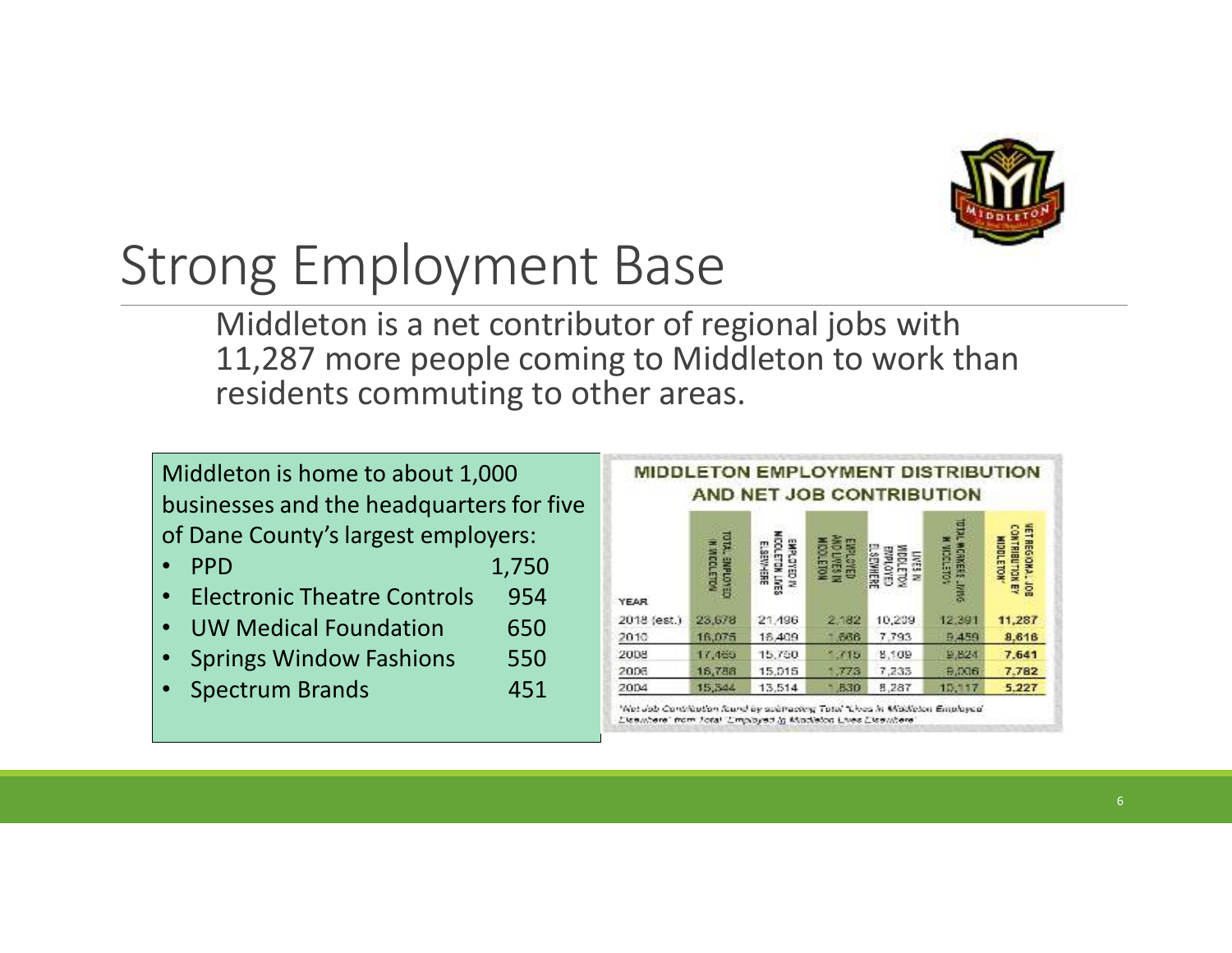# Strong Employment Base

Middleton is a net contributor of regional jobs with 11,287 more people coming to Middleton to work than residents commuting to other areas.

Middleton is home to about 1,000 businesses and the headquarters for five of Dane County's largest employers:

- PPD 1,750
- Electronic Theatre Controls 954
- UW Medical Foundation 650
- Springs Window Fashions 550
- Spectrum Brands 451

**MIDDLETON EMPLOYMENT DISTRIBUTION AND NET JOB CONTRIBUTION**

| YEAR | TOTAL EMPLOYED IN MIDDLETON | EMPLOYED IN MIDDLETON LIVES ELSEWHERE | EMPLOYED AND LIVES IN MIDDLETON | LIVES IN MIDDLETON EMPLOYED ELSEWHERE | TOTAL WORKERS LIVING IN MIDDLETON | NET REGIONAL JOB CONTRIBUTION BY MIDDLETON* |
|---|---|---|---|---|---|---|
| 2018 (est.) | 23,678 | 21,496 | 2,182 | 10,209 | 12,391 | 11,287 |
| 2010 | 18,075 | 16,409 | 1,666 | 7,793 | 9,459 | 8,616 |
| 2008 | 17,465 | 15,750 | 1,715 | 8,109 | 9,824 | 7,641 |
| 2006 | 16,788 | 15,015 | 1,773 | 7,233 | 9,006 | 7,782 |
| 2004 | 15,344 | 13,514 | 1,830 | 8,287 | 10,117 | 5,227 |

*Net Job Contribution found by subtracting Total "Lives in Middleton Employed Elsewhere" from Total "Employed in Middleton Lives Elsewhere"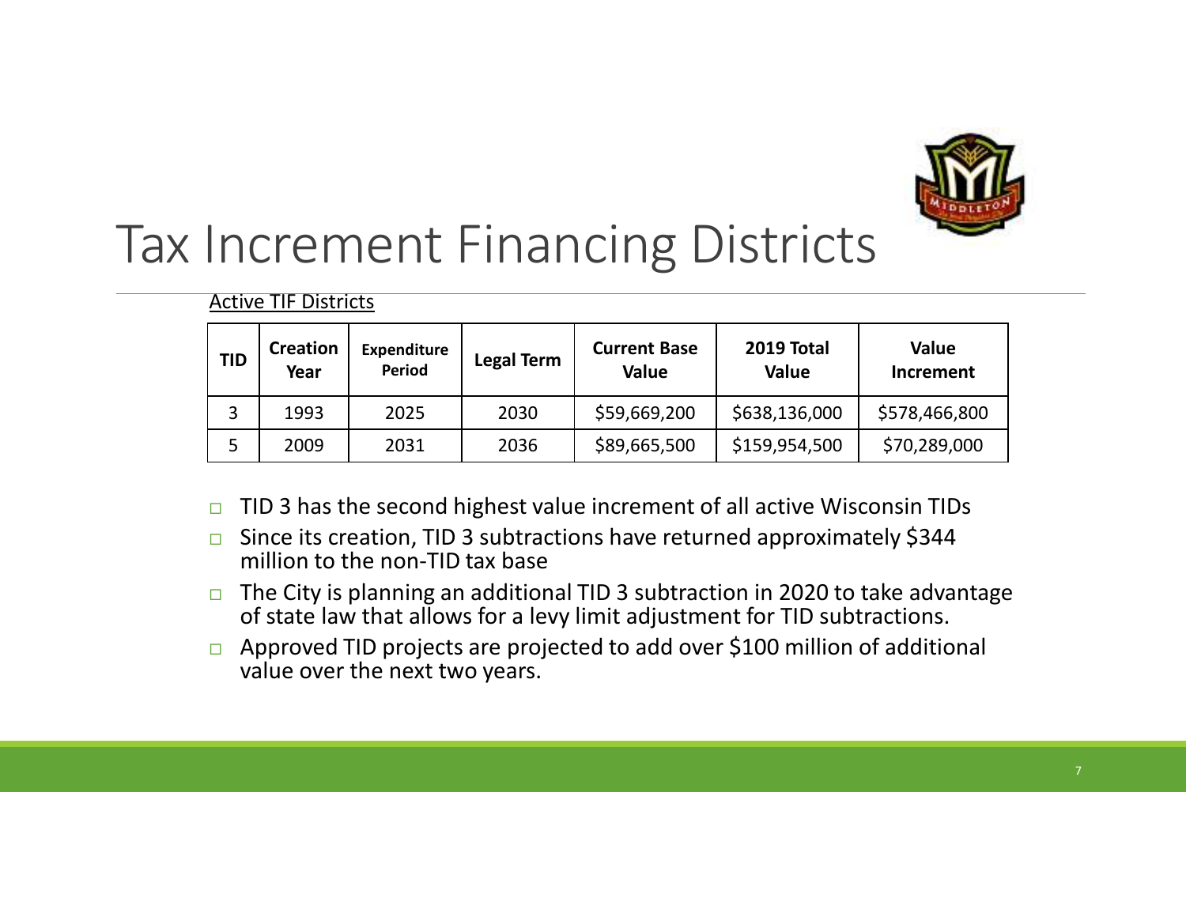# Tax Increment Financing Districts

Active TIF Districts

| TID | Creation Year | Expenditure Period | Legal Term | Current Base Value | 2019 Total Value | Value Increment |
|---|---|---|---|---|---|---|
| 3 | 1993 | 2025 | 2030 | $59,669,200 | $638,136,000 | $578,466,800 |
| 5 | 2009 | 2031 | 2036 | $89,665,500 | $159,954,500 | $70,289,000 |

- TID 3 has the second highest value increment of all active Wisconsin TIDs
- Since its creation, TID 3 subtractions have returned approximately $344 million to the non-TID tax base
- The City is planning an additional TID 3 subtraction in 2020 to take advantage of state law that allows for a levy limit adjustment for TID subtractions.
- Approved TID projects are projected to add over $100 million of additional value over the next two years.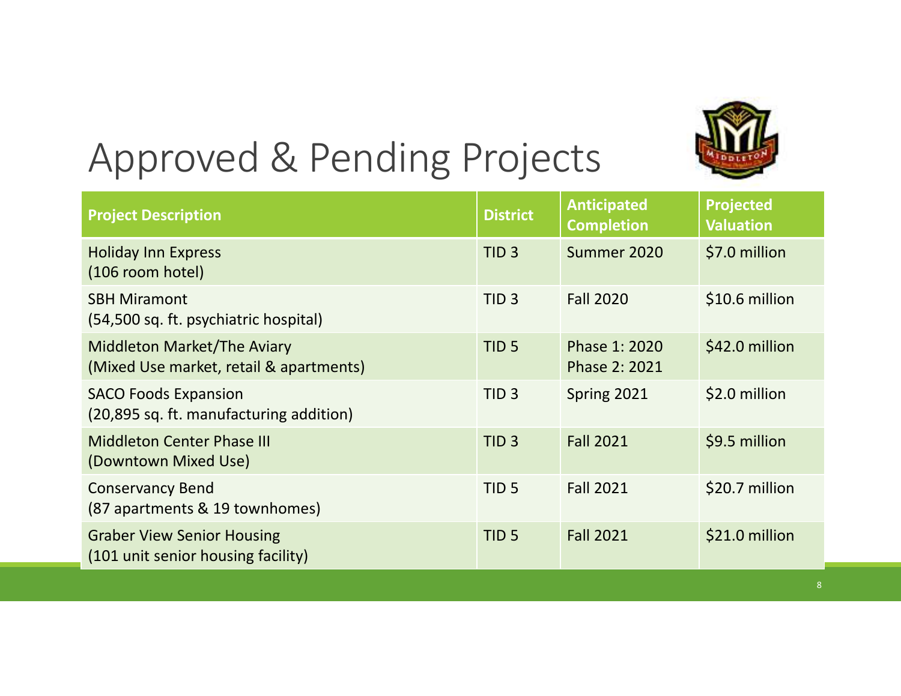# Approved & Pending Projects

| Project Description | District | Anticipated Completion | Projected Valuation |
|---|---|---|---|
| Holiday Inn Express (106 room hotel) | TID 3 | Summer 2020 | $7.0 million |
| SBH Miramont (54,500 sq. ft. psychiatric hospital) | TID 3 | Fall 2020 | $10.6 million |
| Middleton Market/The Aviary (Mixed Use market, retail & apartments) | TID 5 | Phase 1: 2020 Phase 2: 2021 | $42.0 million |
| SACO Foods Expansion (20,895 sq. ft. manufacturing addition) | TID 3 | Spring 2021 | $2.0 million |
| Middleton Center Phase III (Downtown Mixed Use) | TID 3 | Fall 2021 | $9.5 million |
| Conservancy Bend (87 apartments & 19 townhomes) | TID 5 | Fall 2021 | $20.7 million |
| Graber View Senior Housing (101 unit senior housing facility) | TID 5 | Fall 2021 | $21.0 million |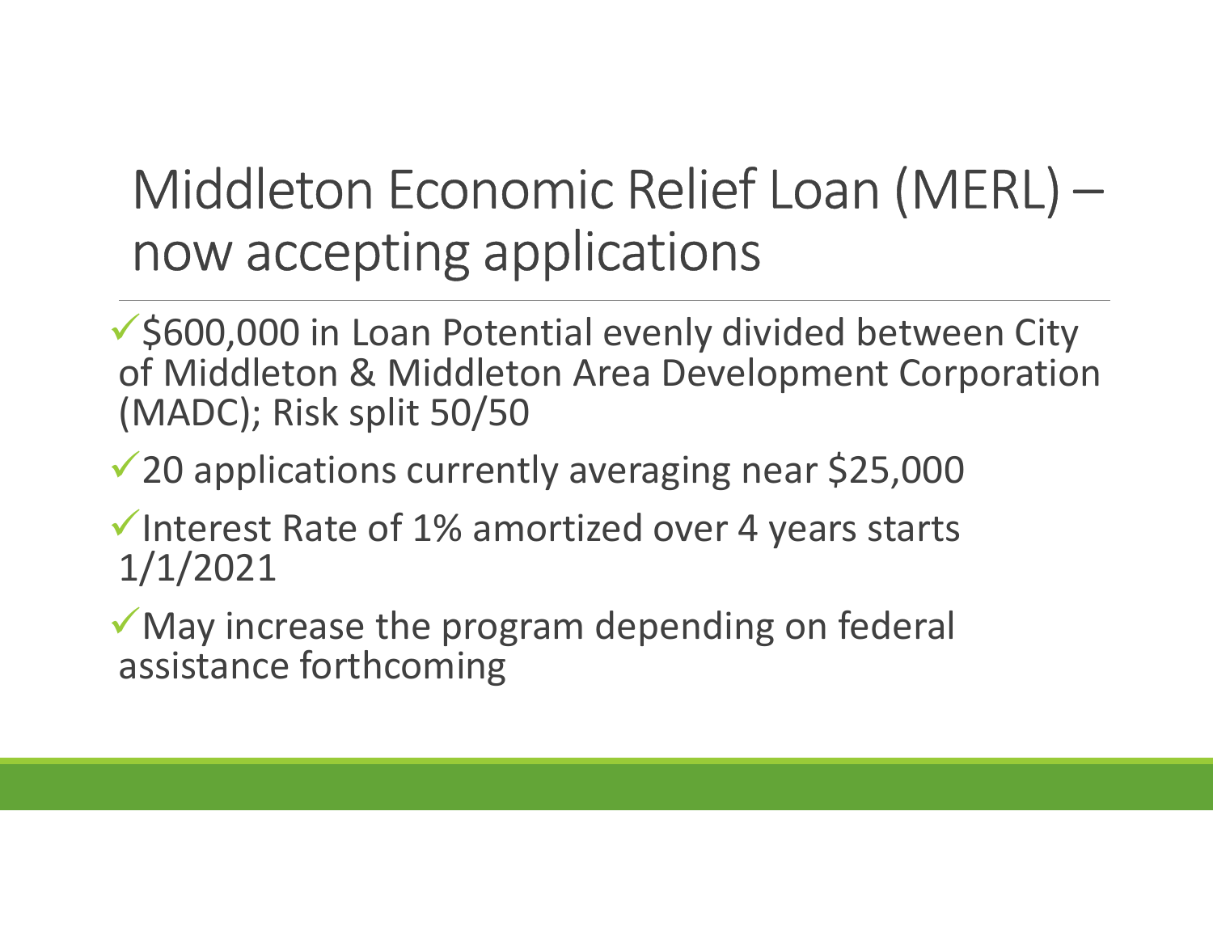# Middleton Economic Relief Loan (MERL) – now accepting applications

- ✓ $600,000 in Loan Potential evenly divided between City of Middleton & Middleton Area Development Corporation (MADC); Risk split 50/50
- ✓ 20 applications currently averaging near $25,000
- ✓ Interest Rate of 1% amortized over 4 years starts 1/1/2021
- ✓ May increase the program depending on federal assistance forthcoming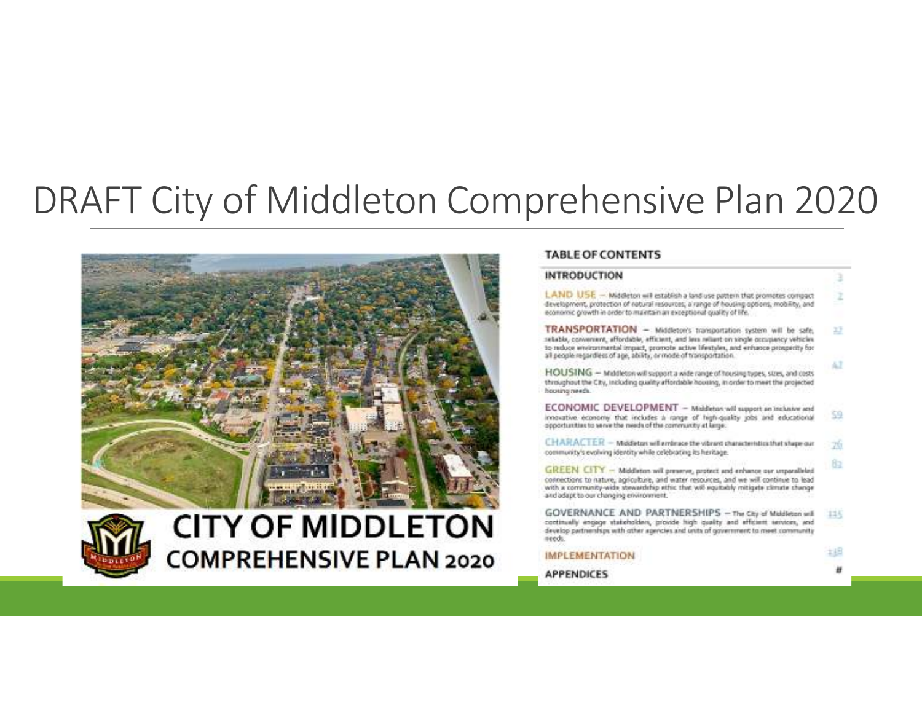# DRAFT City of Middleton Comprehensive Plan 2020

**CITY OF MIDDLETON**
**COMPREHENSIVE PLAN 2020**

## TABLE OF CONTENTS

| | |
|---|---|
| **INTRODUCTION** | 3 |
| **LAND USE** – Middleton will establish a land use pattern that promotes compact development, protection of natural resources, a range of housing options, mobility, and economic growth in order to maintain an exceptional quality of life. | 7 |
| **TRANSPORTATION** – Middleton's transportation system will be safe, reliable, convenient, affordable, efficient, and less reliant on single occupancy vehicles to reduce environmental impact, promote active lifestyles, and enhance prosperity for all people regardless of age, ability, or mode of transportation. | 32 |
| **HOUSING** – Middleton will support a wide range of housing types, sizes, and costs throughout the City, including quality affordable housing, in order to meet the projected housing needs. | 47 |
| **ECONOMIC DEVELOPMENT** – Middleton will support an inclusive and innovative economy that includes a range of high-quality jobs and educational opportunities to serve the needs of the community at large. | 59 |
| **CHARACTER** – Middleton will embrace the vibrant characteristics that shape our community's evolving identity while celebrating its heritage. | 76 |
| **GREEN CITY** – Middleton will preserve, protect and enhance our unparalleled connections to nature, agriculture, and water resources, and we will continue to lead with a community-wide stewardship ethic that will equitably mitigate climate change and adapt to our changing environment. | 82 |
| **GOVERNANCE AND PARTNERSHIPS** – The City of Middleton will continually engage stakeholders, provide high quality and efficient services, and develop partnerships with other agencies and units of government to meet community needs. | 115 |
| **IMPLEMENTATION** | 118 |
| **APPENDICES** | # |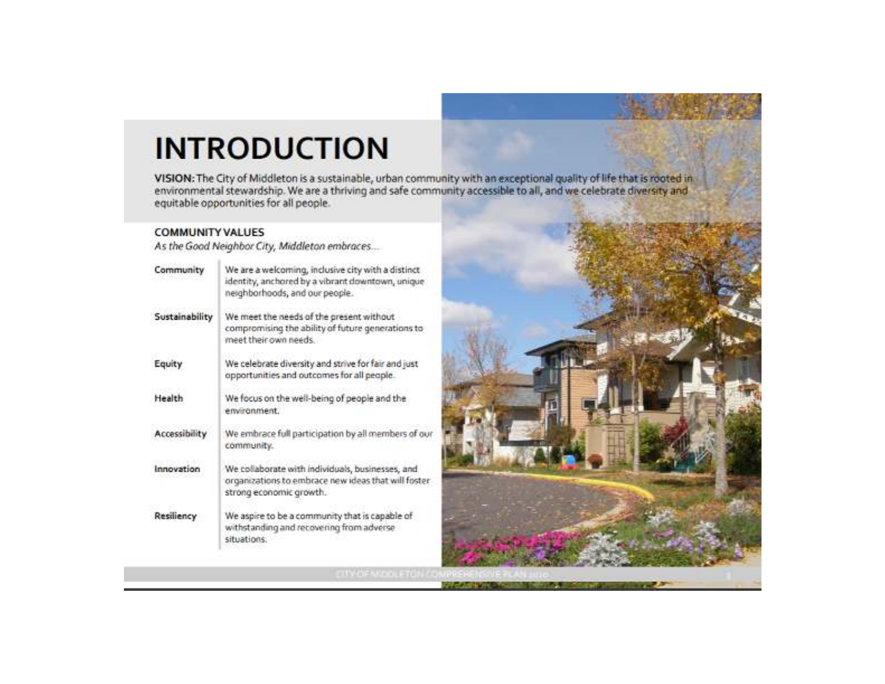# INTRODUCTION

**VISION:** The City of Middleton is a sustainable, urban community with an exceptional quality of life that is rooted in environmental stewardship. We are a thriving and safe community accessible to all, and we celebrate diversity and equitable opportunities for all people.

### COMMUNITY VALUES

*As the Good Neighbor City, Middleton embraces...*

| | |
|---|---|
| **Community** | We are a welcoming, inclusive city with a distinct identity, anchored by a vibrant downtown, unique neighborhoods, and our people. |
| **Sustainability** | We meet the needs of the present without compromising the ability of future generations to meet their own needs. |
| **Equity** | We celebrate diversity and strive for fair and just opportunities and outcomes for all people. |
| **Health** | We focus on the well-being of people and the environment. |
| **Accessibility** | We embrace full participation by all members of our community. |
| **Innovation** | We collaborate with individuals, businesses, and organizations to embrace new ideas that will foster strong economic growth. |
| **Resiliency** | We aspire to be a community that is capable of withstanding and recovering from adverse situations. |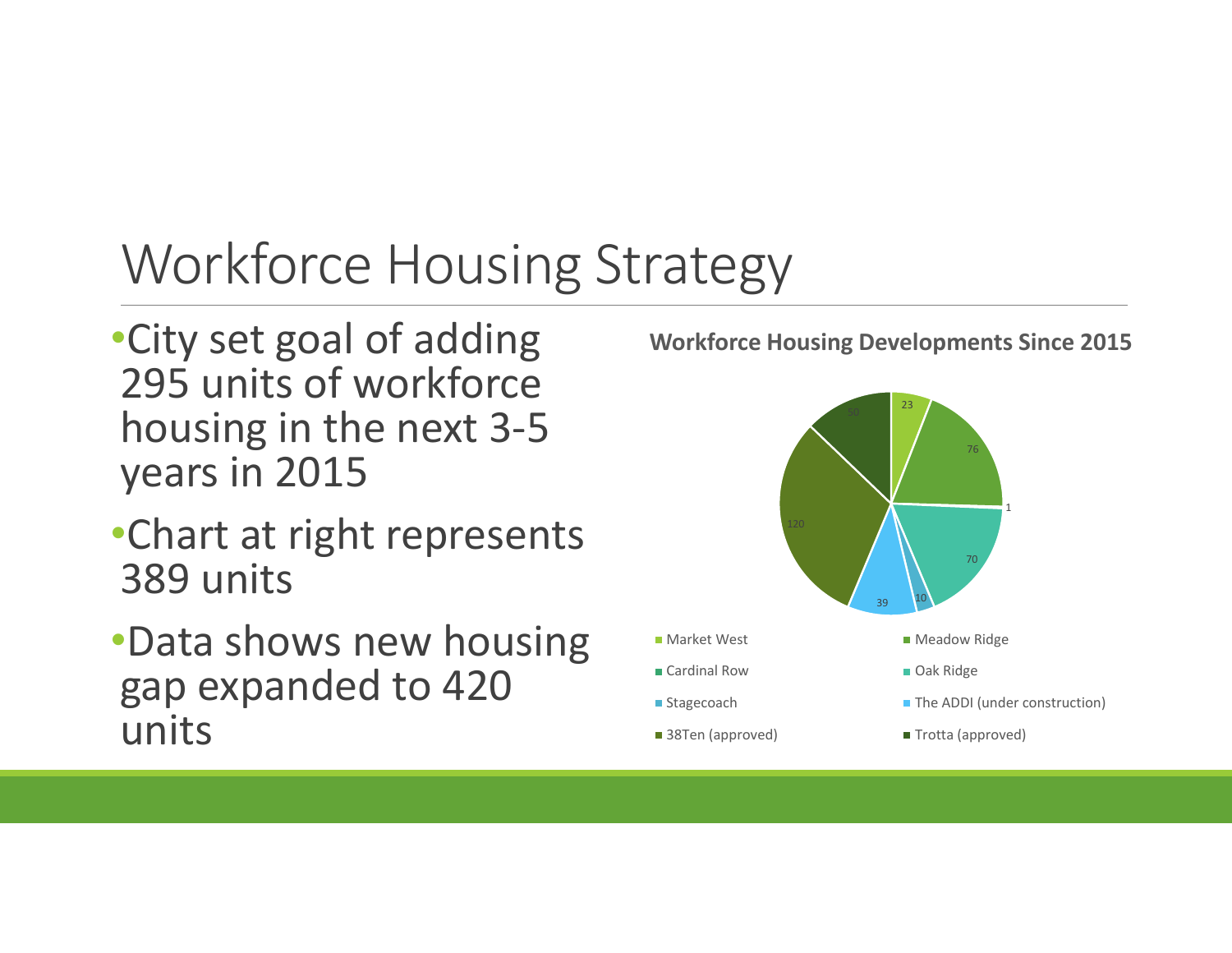# Workforce Housing Strategy

- City set goal of adding 295 units of workforce housing in the next 3-5 years in 2015
- Chart at right represents 389 units
- Data shows new housing gap expanded to 420 units

**Workforce Housing Developments Since 2015**

| Development | Units |
|---|---|
| Market West | 23 |
| Meadow Ridge | 76 |
| Cardinal Row | 1 |
| Oak Ridge | 70 |
| Stagecoach | 10 |
| The ADDI (under construction) | 39 |
| 38Ten (approved) | 120 |
| Trotta (approved) | 50 |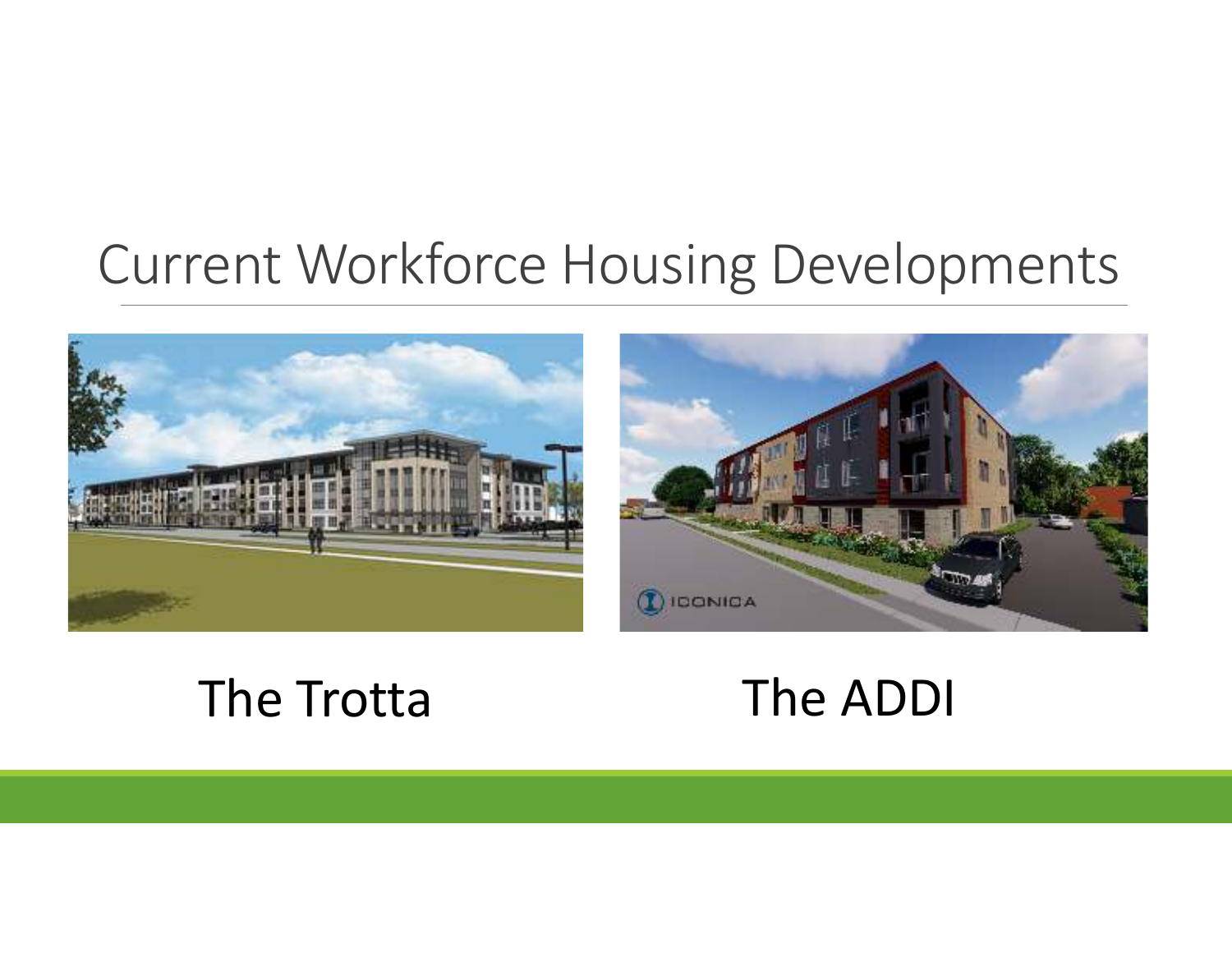# Current Workforce Housing Developments

The Trotta

The ADDI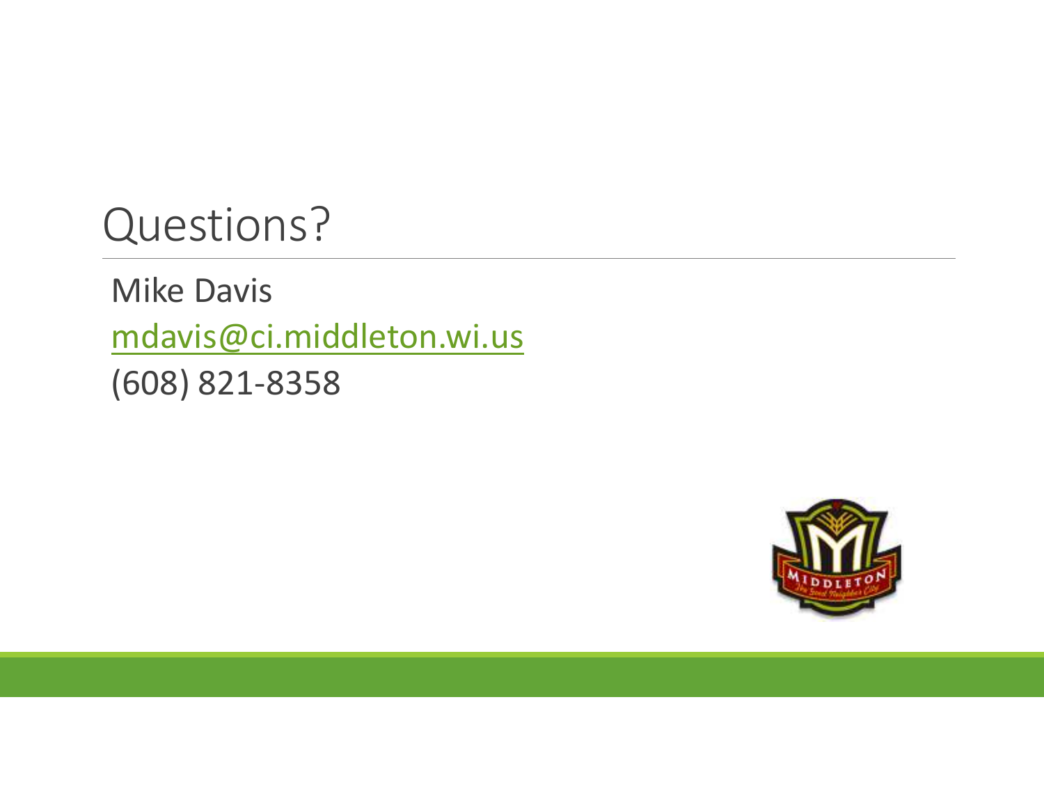# Questions?

Mike Davis

mdavis@ci.middleton.wi.us

(608) 821-8358